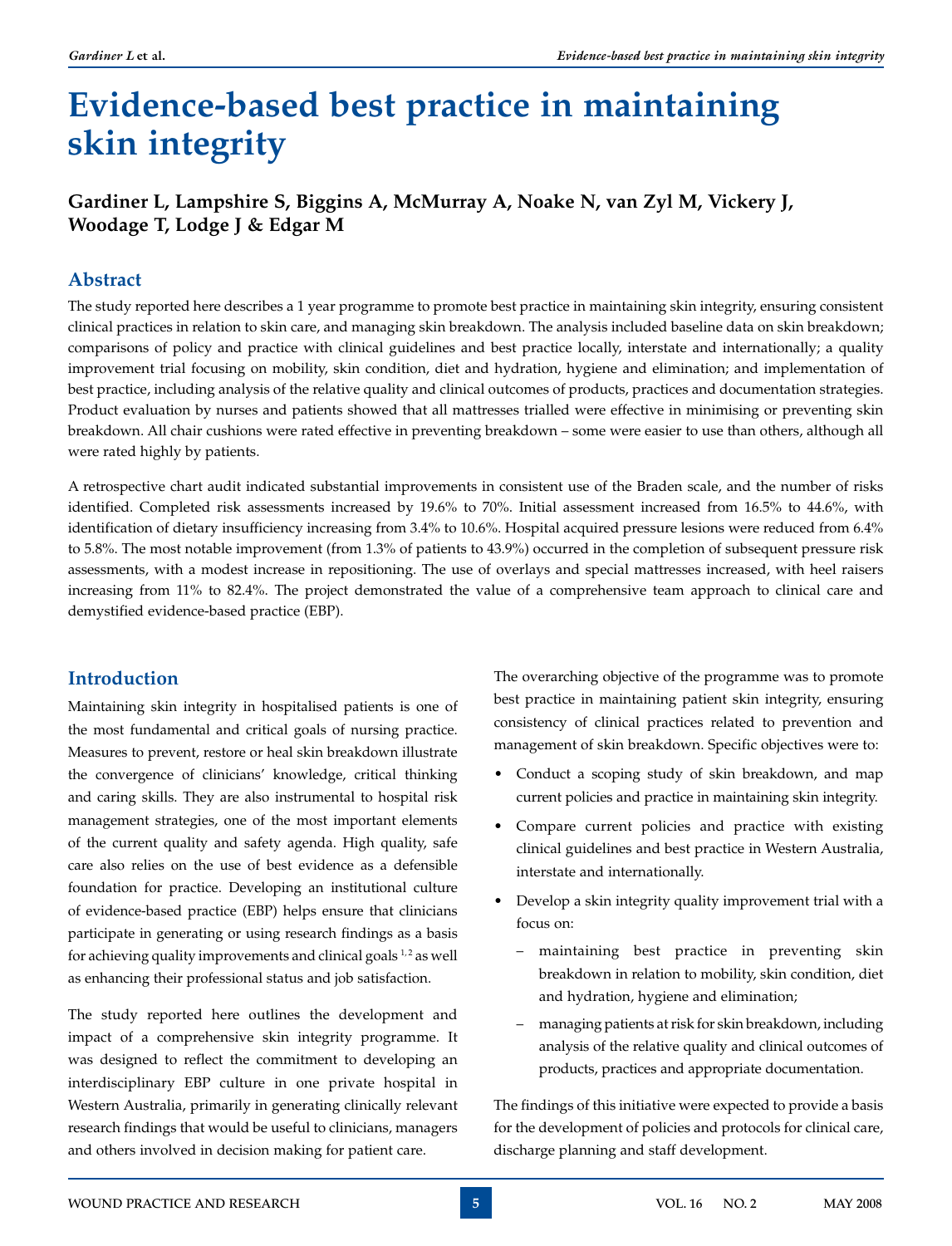# Evidence-based best practice in maintaining skin integrity

**Gardiner L, Lampshire S, Biggins A, McMurray A, Noake N, van Zyl M, Vickery J, Woodage T, Lodge J & Edgar M**

## Abstract

The study reported here describes a 1 year programme to promote best practice in maintaining skin integrity, ensuring consistent clinical practices in relation to skin care, and managing skin breakdown. The analysis included baseline data on skin breakdown; comparisons of policy and practice with clinical guidelines and best practice locally, interstate and internationally; a quality improvement trial focusing on mobility, skin condition, diet and hydration, hygiene and elimination; and implementation of best practice, including analysis of the relative quality and clinical outcomes of products, practices and documentation strategies. Product evaluation by nurses and patients showed that all mattresses trialled were effective in minimising or preventing skin breakdown. All chair cushions were rated effective in preventing breakdown – some were easier to use than others, although all were rated highly by patients.

A retrospective chart audit indicated substantial improvements in consistent use of the Braden scale, and the number of risks identified. Completed risk assessments increased by 19.6% to 70%. Initial assessment increased from 16.5% to 44.6%, with identification of dietary insufficiency increasing from 3.4% to 10.6%. Hospital acquired pressure lesions were reduced from 6.4% to 5.8%. The most notable improvement (from 1.3% of patients to 43.9%) occurred in the completion of subsequent pressure risk assessments, with a modest increase in repositioning. The use of overlays and special mattresses increased, with heel raisers increasing from 11% to 82.4%. The project demonstrated the value of a comprehensive team approach to clinical care and demystified evidence-based practice (EBP).

## Introduction

Maintaining skin integrity in hospitalised patients is one of the most fundamental and critical goals of nursing practice. Measures to prevent, restore or heal skin breakdown illustrate the convergence of clinicians' knowledge, critical thinking and caring skills. They are also instrumental to hospital risk management strategies, one of the most important elements of the current quality and safety agenda. High quality, safe care also relies on the use of best evidence as a defensible foundation for practice. Developing an institutional culture of evidence-based practice (EBP) helps ensure that clinicians participate in generating or using research findings as a basis for achieving quality improvements and clinical goals [1,2] as well as enhancing their professional status and job satisfaction.

The study reported here outlines the development and impact of a comprehensive skin integrity programme. It was designed to reflect the commitment to developing an interdisciplinary EBP culture in one private hospital in Western Australia, primarily in generating clinically relevant research findings that would be useful to clinicians, managers and others involved in decision making for patient care.

The overarching objective of the programme was to promote best practice in maintaining patient skin integrity, ensuring consistency of clinical practices related to prevention and management of skin breakdown. Specific objectives were to:

- Conduct a scoping study of skin breakdown, and map current policies and practice in maintaining skin integrity.
- Compare current policies and practice with existing clinical guidelines and best practice in Western Australia, interstate and internationally.
- Develop a skin integrity quality improvement trial with a focus on:
  - maintaining best practice in preventing skin breakdown in relation to mobility, skin condition, diet and hydration, hygiene and elimination;
  - managing patients at risk for skin breakdown, including analysis of the relative quality and clinical outcomes of products, practices and appropriate documentation.

The findings of this initiative were expected to provide a basis for the development of policies and protocols for clinical care, discharge planning and staff development.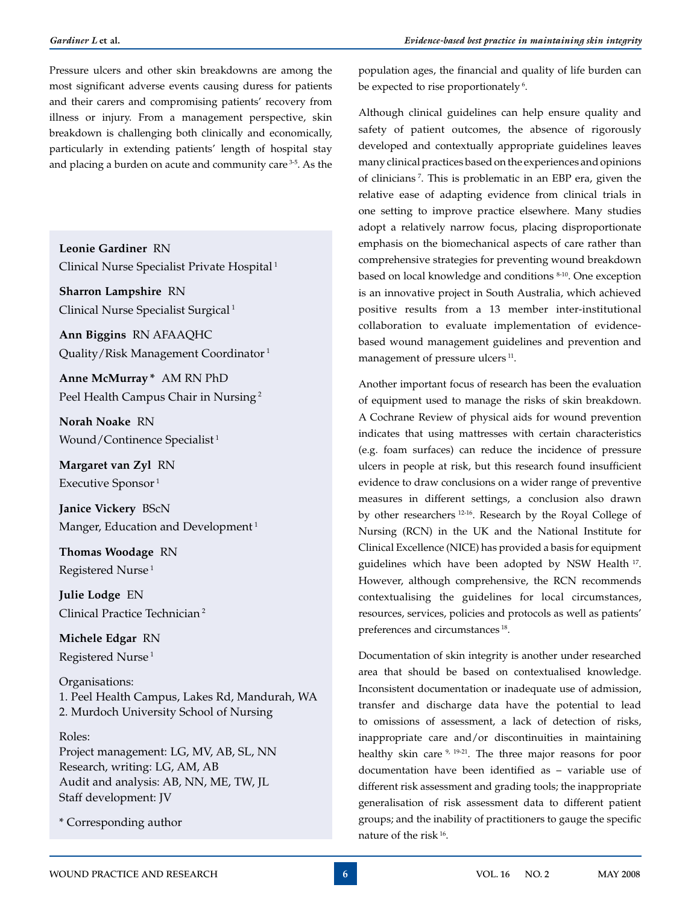Pressure ulcers and other skin breakdowns are among the most significant adverse events causing duress for patients and their carers and compromising patients' recovery from illness or injury. From a management perspective, skin breakdown is challenging both clinically and economically, particularly in extending patients' length of hospital stay and placing a burden on acute and community care [3-5]. As the population ages, the financial and quality of life burden can be expected to rise proportionately [6].

Although clinical guidelines can help ensure quality and safety of patient outcomes, the absence of rigorously developed and contextually appropriate guidelines leaves many clinical practices based on the experiences and opinions of clinicians [7]. This is problematic in an EBP era, given the relative ease of adapting evidence from clinical trials in one setting to improve practice elsewhere. Many studies adopt a relatively narrow focus, placing disproportionate emphasis on the biomechanical aspects of care rather than comprehensive strategies for preventing wound breakdown based on local knowledge and conditions [8-10]. One exception is an innovative project in South Australia, which achieved positive results from a 13 member inter-institutional collaboration to evaluate implementation of evidence-based wound management guidelines and prevention and management of pressure ulcers [11].

Another important focus of research has been the evaluation of equipment used to manage the risks of skin breakdown. A Cochrane Review of physical aids for wound prevention indicates that using mattresses with certain characteristics (e.g. foam surfaces) can reduce the incidence of pressure ulcers in people at risk, but this research found insufficient evidence to draw conclusions on a wider range of preventive measures in different settings, a conclusion also drawn by other researchers [12-16]. Research by the Royal College of Nursing (RCN) in the UK and the National Institute for Clinical Excellence (NICE) has provided a basis for equipment guidelines which have been adopted by NSW Health [17]. However, although comprehensive, the RCN recommends contextualising the guidelines for local circumstances, resources, services, policies and protocols as well as patients' preferences and circumstances [18].

Documentation of skin integrity is another under researched area that should be based on contextualised knowledge. Inconsistent documentation or inadequate use of admission, transfer and discharge data have the potential to lead to omissions of assessment, a lack of detection of risks, inappropriate care and/or discontinuities in maintaining healthy skin care [9, 19-21]. The three major reasons for poor documentation have been identified as – variable use of different risk assessment and grading tools; the inappropriate generalisation of risk assessment data to different patient groups; and the inability of practitioners to gauge the specific nature of the risk [16].

**Leonie Gardiner** RN
Clinical Nurse Specialist Private Hospital [1]

**Sharron Lampshire** RN
Clinical Nurse Specialist Surgical [1]

**Ann Biggins** RN AFAAQHC
Quality/Risk Management Coordinator [1]

**Anne McMurray** * AM RN PhD
Peel Health Campus Chair in Nursing [2]

**Norah Noake** RN
Wound/Continence Specialist [1]

**Margaret van Zyl** RN
Executive Sponsor [1]

**Janice Vickery** BScN
Manger, Education and Development [1]

**Thomas Woodage** RN
Registered Nurse [1]

**Julie Lodge** EN
Clinical Practice Technician [2]

**Michele Edgar** RN
Registered Nurse [1]

Organisations:
1. Peel Health Campus, Lakes Rd, Mandurah, WA
2. Murdoch University School of Nursing

Roles:
Project management: LG, MV, AB, SL, NN
Research, writing: LG, AM, AB
Audit and analysis: AB, NN, ME, TW, JL
Staff development: JV

* Corresponding author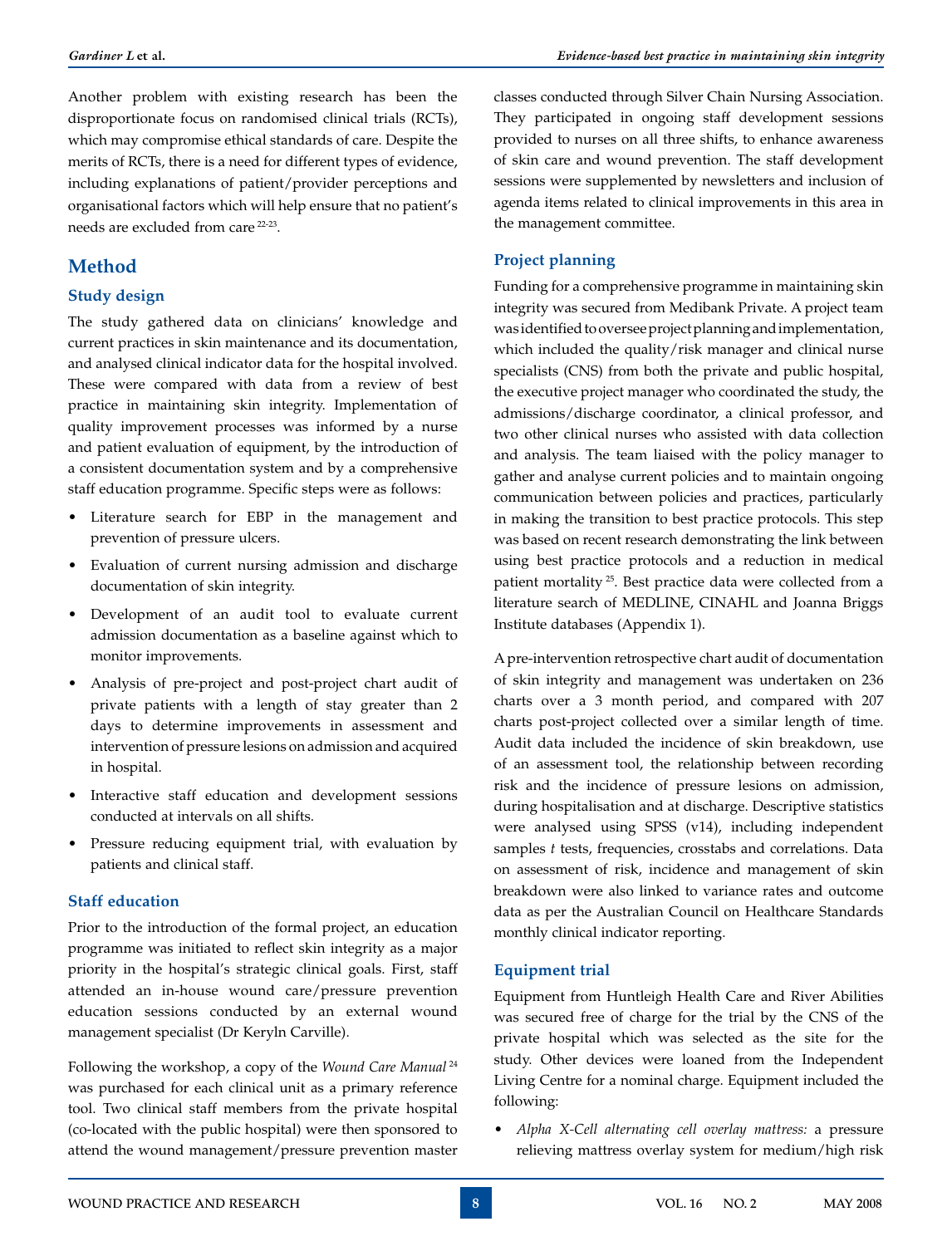Another problem with existing research has been the disproportionate focus on randomised clinical trials (RCTs), which may compromise ethical standards of care. Despite the merits of RCTs, there is a need for different types of evidence, including explanations of patient/provider perceptions and organisational factors which will help ensure that no patient's needs are excluded from care [22-23].

## Method

### Study design

The study gathered data on clinicians' knowledge and current practices in skin maintenance and its documentation, and analysed clinical indicator data for the hospital involved. These were compared with data from a review of best practice in maintaining skin integrity. Implementation of quality improvement processes was informed by a nurse and patient evaluation of equipment, by the introduction of a consistent documentation system and by a comprehensive staff education programme. Specific steps were as follows:

- Literature search for EBP in the management and prevention of pressure ulcers.
- Evaluation of current nursing admission and discharge documentation of skin integrity.
- Development of an audit tool to evaluate current admission documentation as a baseline against which to monitor improvements.
- Analysis of pre-project and post-project chart audit of private patients with a length of stay greater than 2 days to determine improvements in assessment and intervention of pressure lesions on admission and acquired in hospital.
- Interactive staff education and development sessions conducted at intervals on all shifts.
- Pressure reducing equipment trial, with evaluation by patients and clinical staff.

### Staff education

Prior to the introduction of the formal project, an education programme was initiated to reflect skin integrity as a major priority in the hospital's strategic clinical goals. First, staff attended an in-house wound care/pressure prevention education sessions conducted by an external wound management specialist (Dr Keryln Carville).

Following the workshop, a copy of the *Wound Care Manual* [24] was purchased for each clinical unit as a primary reference tool. Two clinical staff members from the private hospital (co-located with the public hospital) were then sponsored to attend the wound management/pressure prevention master classes conducted through Silver Chain Nursing Association. They participated in ongoing staff development sessions provided to nurses on all three shifts, to enhance awareness of skin care and wound prevention. The staff development sessions were supplemented by newsletters and inclusion of agenda items related to clinical improvements in this area in the management committee.

### Project planning

Funding for a comprehensive programme in maintaining skin integrity was secured from Medibank Private. A project team was identified to oversee project planning and implementation, which included the quality/risk manager and clinical nurse specialists (CNS) from both the private and public hospital, the executive project manager who coordinated the study, the admissions/discharge coordinator, a clinical professor, and two other clinical nurses who assisted with data collection and analysis. The team liaised with the policy manager to gather and analyse current policies and to maintain ongoing communication between policies and practices, particularly in making the transition to best practice protocols. This step was based on recent research demonstrating the link between using best practice protocols and a reduction in medical patient mortality [25]. Best practice data were collected from a literature search of MEDLINE, CINAHL and Joanna Briggs Institute databases (Appendix 1).

A pre-intervention retrospective chart audit of documentation of skin integrity and management was undertaken on 236 charts over a 3 month period, and compared with 207 charts post-project collected over a similar length of time. Audit data included the incidence of skin breakdown, use of an assessment tool, the relationship between recording risk and the incidence of pressure lesions on admission, during hospitalisation and at discharge. Descriptive statistics were analysed using SPSS (v14), including independent samples *t* tests, frequencies, crosstabs and correlations. Data on assessment of risk, incidence and management of skin breakdown were also linked to variance rates and outcome data as per the Australian Council on Healthcare Standards monthly clinical indicator reporting.

### Equipment trial

Equipment from Huntleigh Health Care and River Abilities was secured free of charge for the trial by the CNS of the private hospital which was selected as the site for the study. Other devices were loaned from the Independent Living Centre for a nominal charge. Equipment included the following:

- *Alpha X-Cell alternating cell overlay mattress:* a pressure relieving mattress overlay system for medium/high risk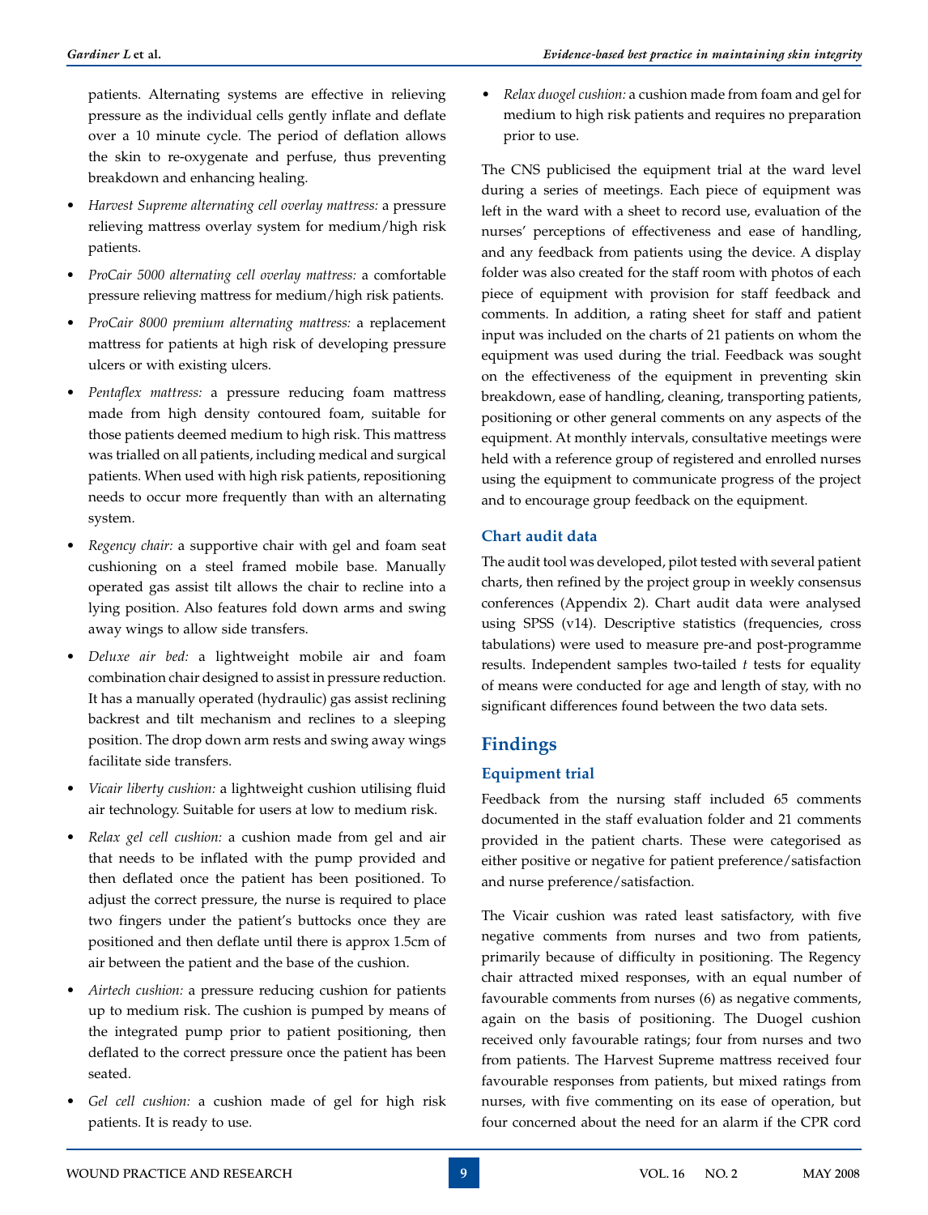patients. Alternating systems are effective in relieving pressure as the individual cells gently inflate and deflate over a 10 minute cycle. The period of deflation allows the skin to re-oxygenate and perfuse, thus preventing breakdown and enhancing healing.

- *Harvest Supreme alternating cell overlay mattress:* a pressure relieving mattress overlay system for medium/high risk patients.
- *ProCair 5000 alternating cell overlay mattress:* a comfortable pressure relieving mattress for medium/high risk patients.
- *ProCair 8000 premium alternating mattress:* a replacement mattress for patients at high risk of developing pressure ulcers or with existing ulcers.
- *Pentaflex mattress:* a pressure reducing foam mattress made from high density contoured foam, suitable for those patients deemed medium to high risk. This mattress was trialled on all patients, including medical and surgical patients. When used with high risk patients, repositioning needs to occur more frequently than with an alternating system.
- *Regency chair:* a supportive chair with gel and foam seat cushioning on a steel framed mobile base. Manually operated gas assist tilt allows the chair to recline into a lying position. Also features fold down arms and swing away wings to allow side transfers.
- *Deluxe air bed:* a lightweight mobile air and foam combination chair designed to assist in pressure reduction. It has a manually operated (hydraulic) gas assist reclining backrest and tilt mechanism and reclines to a sleeping position. The drop down arm rests and swing away wings facilitate side transfers.
- *Vicair liberty cushion:* a lightweight cushion utilising fluid air technology. Suitable for users at low to medium risk.
- *Relax gel cell cushion:* a cushion made from gel and air that needs to be inflated with the pump provided and then deflated once the patient has been positioned. To adjust the correct pressure, the nurse is required to place two fingers under the patient's buttocks once they are positioned and then deflate until there is approx 1.5cm of air between the patient and the base of the cushion.
- *Airtech cushion:* a pressure reducing cushion for patients up to medium risk. The cushion is pumped by means of the integrated pump prior to patient positioning, then deflated to the correct pressure once the patient has been seated.
- *Gel cell cushion:* a cushion made of gel for high risk patients. It is ready to use.
- *Relax duogel cushion:* a cushion made from foam and gel for medium to high risk patients and requires no preparation prior to use.

The CNS publicised the equipment trial at the ward level during a series of meetings. Each piece of equipment was left in the ward with a sheet to record use, evaluation of the nurses' perceptions of effectiveness and ease of handling, and any feedback from patients using the device. A display folder was also created for the staff room with photos of each piece of equipment with provision for staff feedback and comments. In addition, a rating sheet for staff and patient input was included on the charts of 21 patients on whom the equipment was used during the trial. Feedback was sought on the effectiveness of the equipment in preventing skin breakdown, ease of handling, cleaning, transporting patients, positioning or other general comments on any aspects of the equipment. At monthly intervals, consultative meetings were held with a reference group of registered and enrolled nurses using the equipment to communicate progress of the project and to encourage group feedback on the equipment.

### Chart audit data

The audit tool was developed, pilot tested with several patient charts, then refined by the project group in weekly consensus conferences (Appendix 2). Chart audit data were analysed using SPSS (v14). Descriptive statistics (frequencies, cross tabulations) were used to measure pre-and post-programme results. Independent samples two-tailed $t$ tests for equality of means were conducted for age and length of stay, with no significant differences found between the two data sets.

## Findings

### Equipment trial

Feedback from the nursing staff included 65 comments documented in the staff evaluation folder and 21 comments provided in the patient charts. These were categorised as either positive or negative for patient preference/satisfaction and nurse preference/satisfaction.

The Vicair cushion was rated least satisfactory, with five negative comments from nurses and two from patients, primarily because of difficulty in positioning. The Regency chair attracted mixed responses, with an equal number of favourable comments from nurses (6) as negative comments, again on the basis of positioning. The Duogel cushion received only favourable ratings; four from nurses and two from patients. The Harvest Supreme mattress received four favourable responses from patients, but mixed ratings from nurses, with five commenting on its ease of operation, but four concerned about the need for an alarm if the CPR cord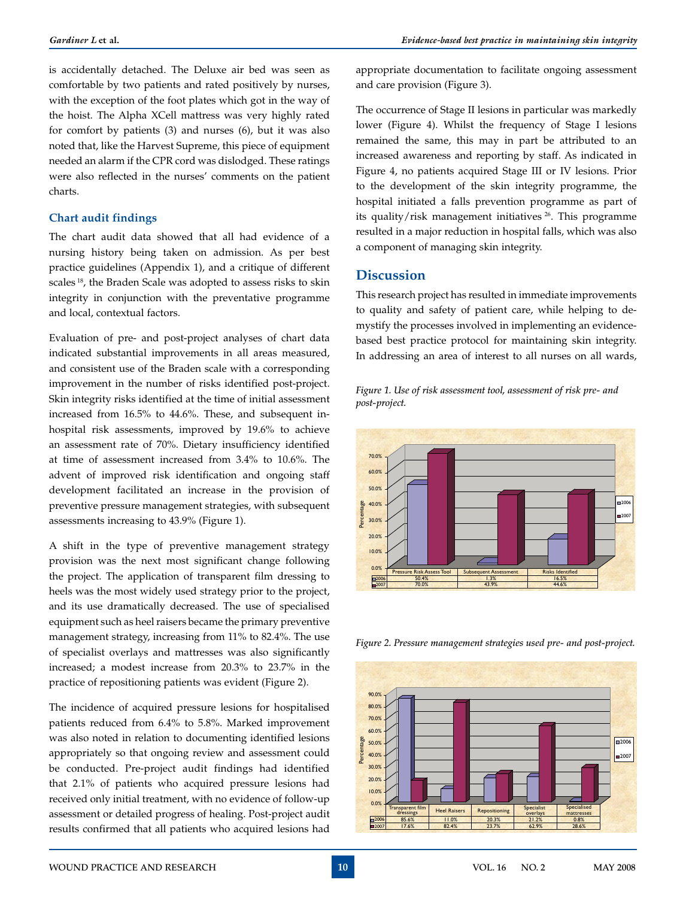is accidentally detached. The Deluxe air bed was seen as comfortable by two patients and rated positively by nurses, with the exception of the foot plates which got in the way of the hoist. The Alpha XCell mattress was very highly rated for comfort by patients (3) and nurses (6), but it was also noted that, like the Harvest Supreme, this piece of equipment needed an alarm if the CPR cord was dislodged. These ratings were also reflected in the nurses' comments on the patient charts.

### Chart audit findings

The chart audit data showed that all had evidence of a nursing history being taken on admission. As per best practice guidelines (Appendix 1), and a critique of different scales [18], the Braden Scale was adopted to assess risks to skin integrity in conjunction with the preventative programme and local, contextual factors.

Evaluation of pre- and post-project analyses of chart data indicated substantial improvements in all areas measured, and consistent use of the Braden scale with a corresponding improvement in the number of risks identified post-project. Skin integrity risks identified at the time of initial assessment increased from 16.5% to 44.6%. These, and subsequent in-hospital risk assessments, improved by 19.6% to achieve an assessment rate of 70%. Dietary insufficiency identified at time of assessment increased from 3.4% to 10.6%. The advent of improved risk identification and ongoing staff development facilitated an increase in the provision of preventive pressure management strategies, with subsequent assessments increasing to 43.9% (Figure 1).

A shift in the type of preventive management strategy provision was the next most significant change following the project. The application of transparent film dressing to heels was the most widely used strategy prior to the project, and its use dramatically decreased. The use of specialised equipment such as heel raisers became the primary preventive management strategy, increasing from 11% to 82.4%. The use of specialist overlays and mattresses was also significantly increased; a modest increase from 20.3% to 23.7% in the practice of repositioning patients was evident (Figure 2).

The incidence of acquired pressure lesions for hospitalised patients reduced from 6.4% to 5.8%. Marked improvement was also noted in relation to documenting identified lesions appropriately so that ongoing review and assessment could be conducted. Pre-project audit findings had identified that 2.1% of patients who acquired pressure lesions had received only initial treatment, with no evidence of follow-up assessment or detailed progress of healing. Post-project audit results confirmed that all patients who acquired lesions had appropriate documentation to facilitate ongoing assessment and care provision (Figure 3).

The occurrence of Stage II lesions in particular was markedly lower (Figure 4). Whilst the frequency of Stage I lesions remained the same, this may in part be attributed to an increased awareness and reporting by staff. As indicated in Figure 4, no patients acquired Stage III or IV lesions. Prior to the development of the skin integrity programme, the hospital initiated a falls prevention programme as part of its quality/risk management initiatives [26]. This programme resulted in a major reduction in hospital falls, which was also a component of managing skin integrity.

## Discussion

This research project has resulted in immediate improvements to quality and safety of patient care, while helping to de-mystify the processes involved in implementing an evidence-based best practice protocol for maintaining skin integrity. In addressing an area of interest to all nurses on all wards,

*Figure 1. Use of risk assessment tool, assessment of risk pre- and post-project.*

| | Pressure Risk Assess Tool | Subsequent Assessment | Risks Identified |
|---|---|---|---|
| 2006 | 50.4% | 1.3% | 16.5% |
| 2007 | 70.0% | 43.9% | 44.6% |

*Figure 2. Pressure management strategies used pre- and post-project.*

| | Transparent film dressings | Heel Raisers | Repositioning | Specialist overlays | Specialised mattresses |
|---|---|---|---|---|---|
| 2006 | 85.6% | 11.0% | 20.3% | 21.2% | 0.8% |
| 2007 | 17.6% | 82.4% | 23.7% | 62.9% | 28.6% |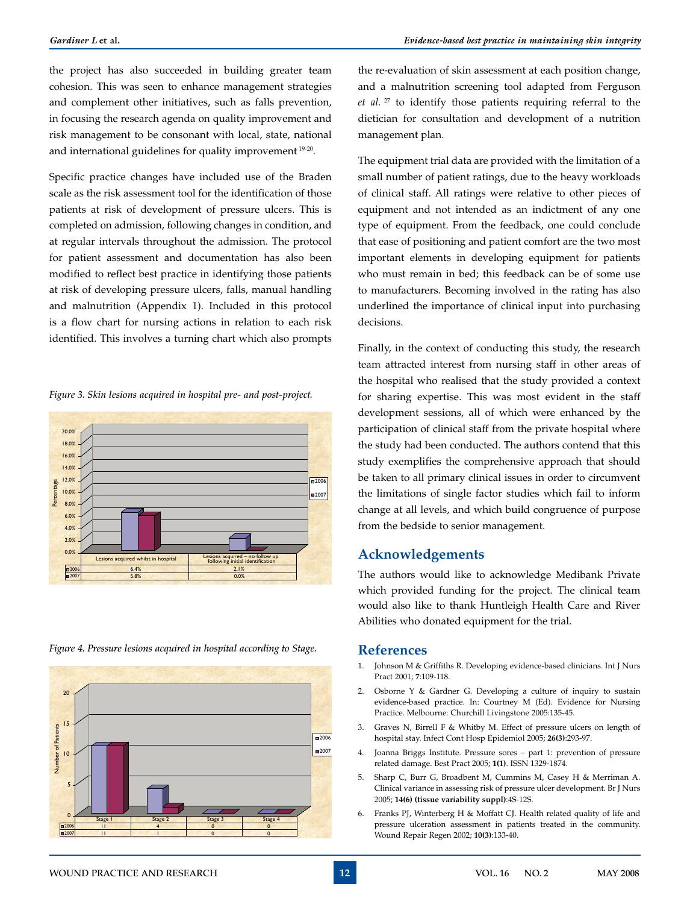the project has also succeeded in building greater team cohesion. This was seen to enhance management strategies and complement other initiatives, such as falls prevention, in focusing the research agenda on quality improvement and risk management to be consonant with local, state, national and international guidelines for quality improvement [19-20].

Specific practice changes have included use of the Braden scale as the risk assessment tool for the identification of those patients at risk of development of pressure ulcers. This is completed on admission, following changes in condition, and at regular intervals throughout the admission. The protocol for patient assessment and documentation has also been modified to reflect best practice in identifying those patients at risk of developing pressure ulcers, falls, manual handling and malnutrition (Appendix 1). Included in this protocol is a flow chart for nursing actions in relation to each risk identified. This involves a turning chart which also prompts the re-evaluation of skin assessment at each position change, and a malnutrition screening tool adapted from Ferguson *et al.* [27] to identify those patients requiring referral to the dietician for consultation and development of a nutrition management plan.

*Figure 3. Skin lesions acquired in hospital pre- and post-project.*

| | Lesions acquired whilst in hospital | Lesions acquired – no follow up following initial identification |
|---|---|---|
| 2006 | 6.4% | 2.1% |
| 2007 | 5.8% | 0.0% |

*Figure 4. Pressure lesions acquired in hospital according to Stage.*

| | Stage 1 | Stage 2 | Stage 3 | Stage 4 |
|---|---|---|---|---|
| 2006 | 11 | 4 | 0 | 0 |
| 2007 | 11 | 1 | 0 | 0 |

The equipment trial data are provided with the limitation of a small number of patient ratings, due to the heavy workloads of clinical staff. All ratings were relative to other pieces of equipment and not intended as an indictment of any one type of equipment. From the feedback, one could conclude that ease of positioning and patient comfort are the two most important elements in developing equipment for patients who must remain in bed; this feedback can be of some use to manufacturers. Becoming involved in the rating has also underlined the importance of clinical input into purchasing decisions.

Finally, in the context of conducting this study, the research team attracted interest from nursing staff in other areas of the hospital who realised that the study provided a context for sharing expertise. This was most evident in the staff development sessions, all of which were enhanced by the participation of clinical staff from the private hospital where the study had been conducted. The authors contend that this study exemplifies the comprehensive approach that should be taken to all primary clinical issues in order to circumvent the limitations of single factor studies which fail to inform change at all levels, and which build congruence of purpose from the bedside to senior management.

## Acknowledgements

The authors would like to acknowledge Medibank Private which provided funding for the project. The clinical team would also like to thank Huntleigh Health Care and River Abilities who donated equipment for the trial.

## References

1. Johnson M & Griffiths R. Developing evidence-based clinicians. Int J Nurs Pract 2001; **7**:109-118.
2. Osborne Y & Gardner G. Developing a culture of inquiry to sustain evidence-based practice. In: Courtney M (Ed). Evidence for Nursing Practice. Melbourne: Churchill Livingstone 2005:135-45.
3. Graves N, Birrell F & Whitby M. Effect of pressure ulcers on length of hospital stay. Infect Cont Hosp Epidemiol 2005; **26(3)**:293-97.
4. Joanna Briggs Institute. Pressure sores – part 1: prevention of pressure related damage. Best Pract 2005; **1(1)**. ISSN 1329-1874.
5. Sharp C, Burr G, Broadbent M, Cummins M, Casey H & Merriman A. Clinical variance in assessing risk of pressure ulcer development. Br J Nurs 2005; **14(6) (tissue variability suppl)**:4S-12S.
6. Franks PJ, Winterberg H & Moffatt CJ. Health related quality of life and pressure ulceration assessment in patients treated in the community. Wound Repair Regen 2002; **10(3)**:133-40.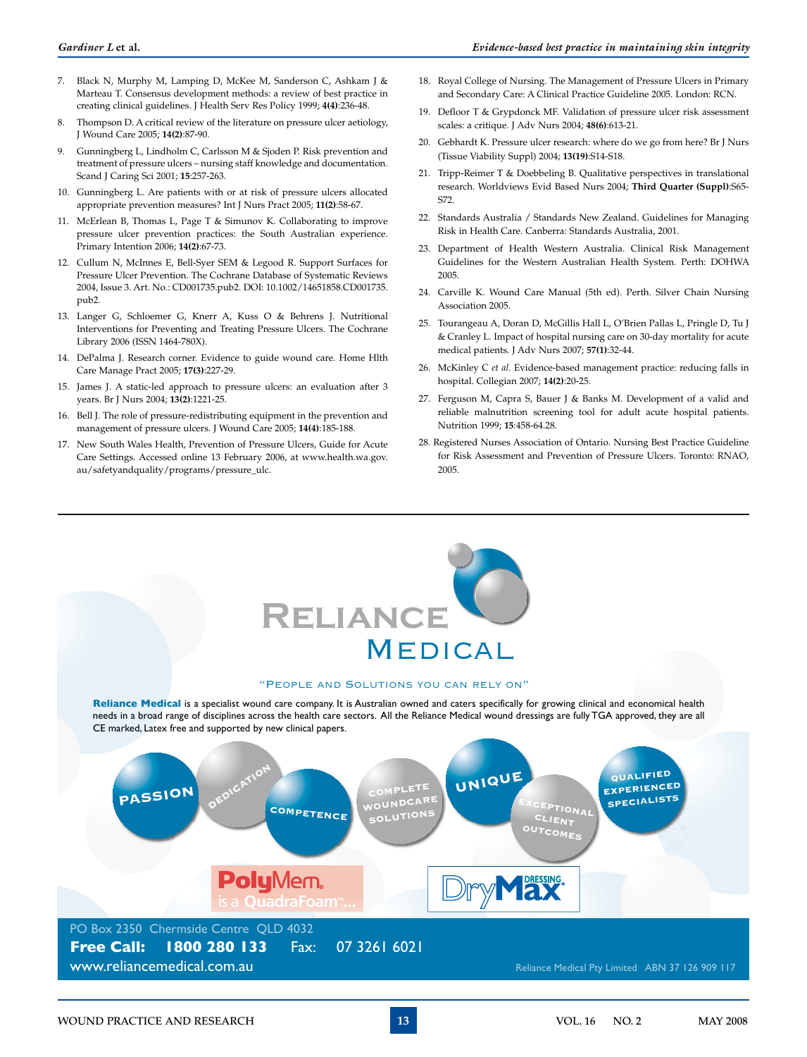7. Black N, Murphy M, Lamping D, McKee M, Sanderson C, Ashkam J & Marteau T. Consensus development methods: a review of best practice in creating clinical guidelines. J Health Serv Res Policy 1999; **4(4)**:236-48.
8. Thompson D. A critical review of the literature on pressure ulcer aetiology, J Wound Care 2005; **14(2)**:87-90.
9. Gunningberg L, Lindholm C, Carlsson M & Sjoden P. Risk prevention and treatment of pressure ulcers – nursing staff knowledge and documentation. Scand J Caring Sci 2001; **15**:257-263.
10. Gunningberg L. Are patients with or at risk of pressure ulcers allocated appropriate prevention measures? Int J Nurs Pract 2005; **11(2)**:58-67.
11. McErlean B, Thomas L, Page T & Simunov K. Collaborating to improve pressure ulcer prevention practices: the South Australian experience. Primary Intention 2006; **14(2)**:67-73.
12. Cullum N, McInnes E, Bell-Syer SEM & Legood R. Support Surfaces for Pressure Ulcer Prevention. The Cochrane Database of Systematic Reviews 2004, Issue 3. Art. No.: CD001735.pub2. DOI: 10.1002/14651858.CD001735.pub2.
13. Langer G, Schloemer G, Knerr A, Kuss O & Behrens J. Nutritional Interventions for Preventing and Treating Pressure Ulcers. The Cochrane Library 2006 (ISSN 1464-780X).
14. DePalma J. Research corner. Evidence to guide wound care. Home Hlth Care Manage Pract 2005; **17(3)**:227-29.
15. James J. A static-led approach to pressure ulcers: an evaluation after 3 years. Br J Nurs 2004; **13(2)**:1221-25.
16. Bell J. The role of pressure-redistributing equipment in the prevention and management of pressure ulcers. J Wound Care 2005; **14(4)**:185-188.
17. New South Wales Health, Prevention of Pressure Ulcers, Guide for Acute Care Settings. Accessed online 13 February 2006, at www.health.wa.gov.au/safetyandquality/programs/pressure_ulc.
18. Royal College of Nursing. The Management of Pressure Ulcers in Primary and Secondary Care: A Clinical Practice Guideline 2005. London: RCN.
19. Defloor T & Grypdonck MF. Validation of pressure ulcer risk assessment scales: a critique. J Adv Nurs 2004; **48(6)**:613-21.
20. Gebhardt K. Pressure ulcer research: where do we go from here? Br J Nurs (Tissue Viability Suppl) 2004; **13(19)**:S14-S18.
21. Tripp-Reimer T & Doebbeling B. Qualitative perspectives in translational research. Worldviews Evid Based Nurs 2004; **Third Quarter (Suppl)**:S65-S72.
22. Standards Australia / Standards New Zealand. Guidelines for Managing Risk in Health Care. Canberra: Standards Australia, 2001.
23. Department of Health Western Australia. Clinical Risk Management Guidelines for the Western Australian Health System. Perth: DOHWA 2005.
24. Carville K. Wound Care Manual (5th ed). Perth. Silver Chain Nursing Association 2005.
25. Tourangeau A, Doran D, McGillis Hall L, O'Brien Pallas L, Pringle D, Tu J & Cranley L. Impact of hospital nursing care on 30-day mortality for acute medical patients. J Adv Nurs 2007; **57(1)**:32-44.
26. McKinley C *et al.* Evidence-based management practice: reducing falls in hospital. Collegian 2007; **14(2)**:20-25.
27. Ferguson M, Capra S, Bauer J & Banks M. Development of a valid and reliable malnutrition screening tool for adult acute hospital patients. Nutrition 1999; **15**:458-64.28.
28. Registered Nurses Association of Ontario. Nursing Best Practice Guideline for Risk Assessment and Prevention of Pressure Ulcers. Toronto: RNAO, 2005.

---

**Reliance Medical**

"People and Solutions you can rely on"

**Reliance Medical** is a specialist wound care company. It is Australian owned and caters specifically for growing clinical and economical health needs in a broad range of disciplines across the health care sectors. All the Reliance Medical wound dressings are fully TGA approved, they are all CE marked, Latex free and supported by new clinical papers.

PASSION · DEDICATION · COMPETENCE · COMPLETE WOUNDCARE SOLUTIONS · UNIQUE · EXCEPTIONAL CLIENT OUTCOMES · QUALIFIED EXPERIENCED SPECIALISTS

PolyMem® is a QuadraFoam™... DryMax® Dressing

PO Box 2350 Chermside Centre QLD 4032
**Free Call: 1800 280 133** Fax: 07 3261 6021
www.reliancemedical.com.au
Reliance Medical Pty Limited ABN 37 126 909 117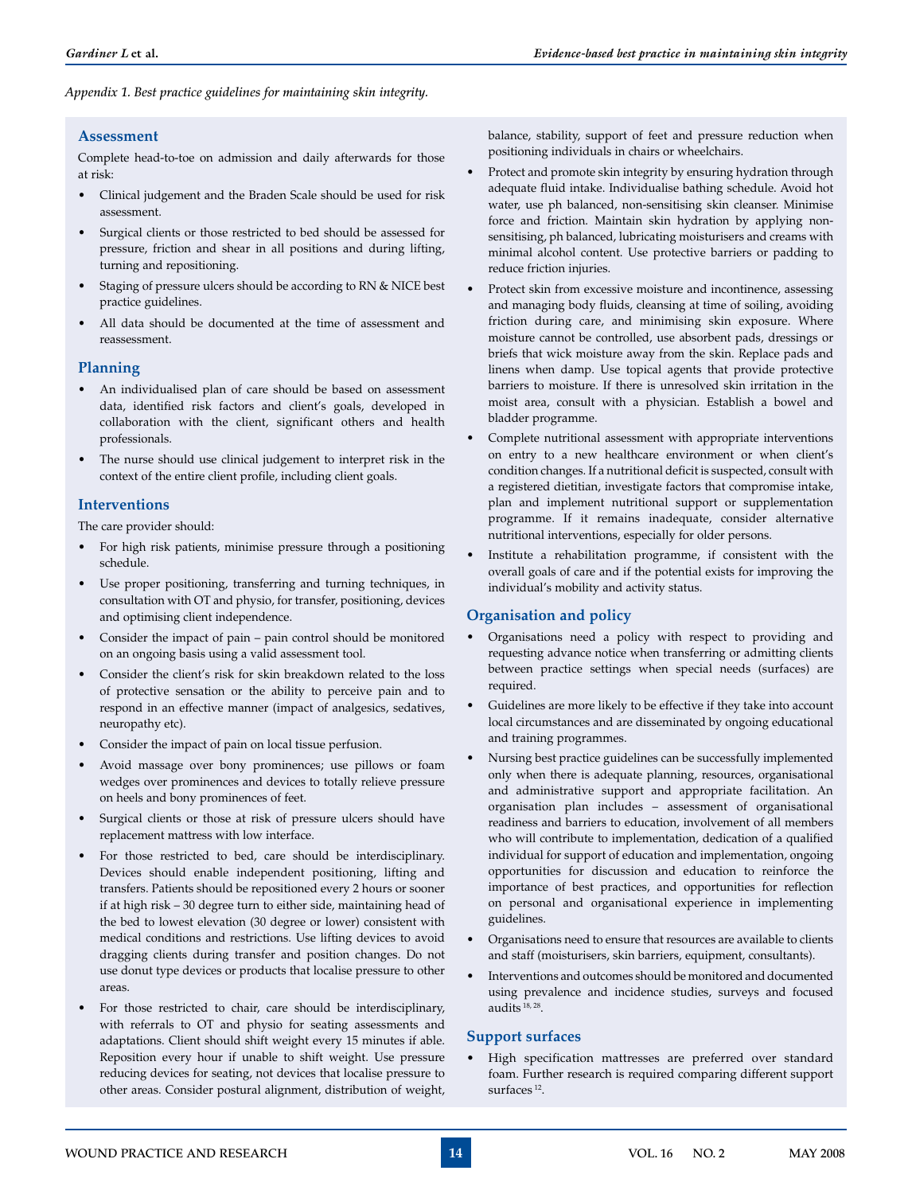*Appendix 1. Best practice guidelines for maintaining skin integrity.*

## Assessment

Complete head-to-toe on admission and daily afterwards for those at risk:

- Clinical judgement and the Braden Scale should be used for risk assessment.
- Surgical clients or those restricted to bed should be assessed for pressure, friction and shear in all positions and during lifting, turning and repositioning.
- Staging of pressure ulcers should be according to RN & NICE best practice guidelines.
- All data should be documented at the time of assessment and reassessment.

## Planning

- An individualised plan of care should be based on assessment data, identified risk factors and client's goals, developed in collaboration with the client, significant others and health professionals.
- The nurse should use clinical judgement to interpret risk in the context of the entire client profile, including client goals.

## Interventions

The care provider should:

- For high risk patients, minimise pressure through a positioning schedule.
- Use proper positioning, transferring and turning techniques, in consultation with OT and physio, for transfer, positioning, devices and optimising client independence.
- Consider the impact of pain – pain control should be monitored on an ongoing basis using a valid assessment tool.
- Consider the client's risk for skin breakdown related to the loss of protective sensation or the ability to perceive pain and to respond in an effective manner (impact of analgesics, sedatives, neuropathy etc).
- Consider the impact of pain on local tissue perfusion.
- Avoid massage over bony prominences; use pillows or foam wedges over prominences and devices to totally relieve pressure on heels and bony prominences of feet.
- Surgical clients or those at risk of pressure ulcers should have replacement mattress with low interface.
- For those restricted to bed, care should be interdisciplinary. Devices should enable independent positioning, lifting and transfers. Patients should be repositioned every 2 hours or sooner if at high risk – 30 degree turn to either side, maintaining head of the bed to lowest elevation (30 degree or lower) consistent with medical conditions and restrictions. Use lifting devices to avoid dragging clients during transfer and position changes. Do not use donut type devices or products that localise pressure to other areas.
- For those restricted to chair, care should be interdisciplinary, with referrals to OT and physio for seating assessments and adaptations. Client should shift weight every 15 minutes if able. Reposition every hour if unable to shift weight. Use pressure reducing devices for seating, not devices that localise pressure to other areas. Consider postural alignment, distribution of weight, balance, stability, support of feet and pressure reduction when positioning individuals in chairs or wheelchairs.
- Protect and promote skin integrity by ensuring hydration through adequate fluid intake. Individualise bathing schedule. Avoid hot water, use ph balanced, non-sensitising skin cleanser. Minimise force and friction. Maintain skin hydration by applying non-sensitising, ph balanced, lubricating moisturisers and creams with minimal alcohol content. Use protective barriers or padding to reduce friction injuries.
- Protect skin from excessive moisture and incontinence, assessing and managing body fluids, cleansing at time of soiling, avoiding friction during care, and minimising skin exposure. Where moisture cannot be controlled, use absorbent pads, dressings or briefs that wick moisture away from the skin. Replace pads and linens when damp. Use topical agents that provide protective barriers to moisture. If there is unresolved skin irritation in the moist area, consult with a physician. Establish a bowel and bladder programme.
- Complete nutritional assessment with appropriate interventions on entry to a new healthcare environment or when client's condition changes. If a nutritional deficit is suspected, consult with a registered dietitian, investigate factors that compromise intake, plan and implement nutritional support or supplementation programme. If it remains inadequate, consider alternative nutritional interventions, especially for older persons.
- Institute a rehabilitation programme, if consistent with the overall goals of care and if the potential exists for improving the individual's mobility and activity status.

## Organisation and policy

- Organisations need a policy with respect to providing and requesting advance notice when transferring or admitting clients between practice settings when special needs (surfaces) are required.
- Guidelines are more likely to be effective if they take into account local circumstances and are disseminated by ongoing educational and training programmes.
- Nursing best practice guidelines can be successfully implemented only when there is adequate planning, resources, organisational and administrative support and appropriate facilitation. An organisation plan includes – assessment of organisational readiness and barriers to education, involvement of all members who will contribute to implementation, dedication of a qualified individual for support of education and implementation, ongoing opportunities for discussion and education to reinforce the importance of best practices, and opportunities for reflection on personal and organisational experience in implementing guidelines.
- Organisations need to ensure that resources are available to clients and staff (moisturisers, skin barriers, equipment, consultants).
- Interventions and outcomes should be monitored and documented using prevalence and incidence studies, surveys and focused audits [18, 28].

## Support surfaces

- High specification mattresses are preferred over standard foam. Further research is required comparing different support surfaces [12].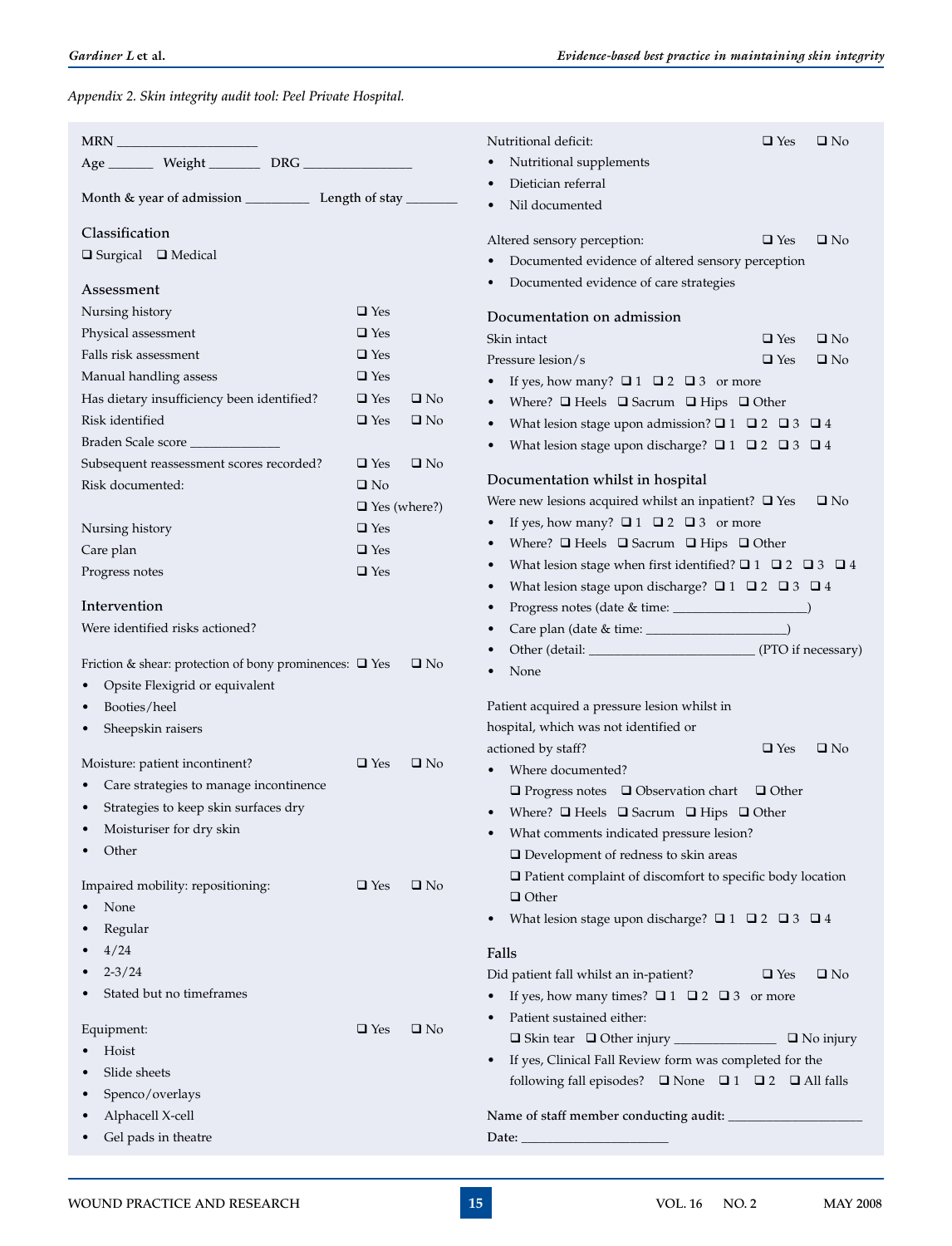*Appendix 2. Skin integrity audit tool: Peel Private Hospital.*

MRN ____________________

Age ______ Weight _______ DRG _______________

Month & year of admission _________ Length of stay _______

### Classification

❑ Surgical ❑ Medical

### Assessment

| | | |
|---|---|---|
| Nursing history | ❑ Yes | |
| Physical assessment | ❑ Yes | |
| Falls risk assessment | ❑ Yes | |
| Manual handling assess | ❑ Yes | |
| Has dietary insufficiency been identified? | ❑ Yes | ❑ No |
| Risk identified | ❑ Yes | ❑ No |
| Braden Scale score _____________ | | |
| Subsequent reassessment scores recorded? | ❑ Yes | ❑ No |
| Risk documented: | ❑ No | |
| | ❑ Yes (where?) | |
| Nursing history | ❑ Yes | |
| Care plan | ❑ Yes | |
| Progress notes | ❑ Yes | |

### Intervention

Were identified risks actioned?

Friction & shear: protection of bony prominences: ❑ Yes ❑ No

- Opsite Flexigrid or equivalent
- Booties/heel
- Sheepskin raisers

Moisture: patient incontinent? ❑ Yes ❑ No

- Care strategies to manage incontinence
- Strategies to keep skin surfaces dry
- Moisturiser for dry skin
- Other

Impaired mobility: repositioning: ❑ Yes ❑ No

- None
- Regular
- 4/24
- 2-3/24
- Stated but no timeframes

Equipment: ❑ Yes ❑ No

- Hoist
- Slide sheets
- Spenco/overlays
- Alphacell X-cell
- Gel pads in theatre

Nutritional deficit: ❑ Yes ❑ No

- Nutritional supplements
- Dietician referral
- Nil documented

Altered sensory perception: ❑ Yes ❑ No

- Documented evidence of altered sensory perception
- Documented evidence of care strategies

### Documentation on admission

Skin intact ❑ Yes ❑ No

Pressure lesion/s ❑ Yes ❑ No

- If yes, how many? ❑ 1 ❑ 2 ❑ 3 or more
- Where? ❑ Heels ❑ Sacrum ❑ Hips ❑ Other
- What lesion stage upon admission? ❑ 1 ❑ 2 ❑ 3 ❑ 4
- What lesion stage upon discharge? ❑ 1 ❑ 2 ❑ 3 ❑ 4

### Documentation whilst in hospital

Were new lesions acquired whilst an inpatient? ❑ Yes ❑ No

- If yes, how many? ❑ 1 ❑ 2 ❑ 3 or more
- Where? ❑ Heels ❑ Sacrum ❑ Hips ❑ Other
- What lesion stage when first identified? ❑ 1 ❑ 2 ❑ 3 ❑ 4
- What lesion stage upon discharge? ❑ 1 ❑ 2 ❑ 3 ❑ 4
- Progress notes (date & time: ___________________)
- Care plan (date & time: ___________________)
- Other (detail: _______________________ (PTO if necessary)
- None

Patient acquired a pressure lesion whilst in hospital, which was not identified or actioned by staff? ❑ Yes ❑ No

- Where documented?
  ❑ Progress notes ❑ Observation chart ❑ Other
- Where? ❑ Heels ❑ Sacrum ❑ Hips ❑ Other
- What comments indicated pressure lesion?
  ❑ Development of redness to skin areas
  ❑ Patient complaint of discomfort to specific body location
  ❑ Other
- What lesion stage upon discharge? ❑ 1 ❑ 2 ❑ 3 ❑ 4

### Falls

Did patient fall whilst an in-patient? ❑ Yes ❑ No

- If yes, how many times? ❑ 1 ❑ 2 ❑ 3 or more
- Patient sustained either:
  ❑ Skin tear ❑ Other injury ______________ ❑ No injury
- If yes, Clinical Fall Review form was completed for the following fall episodes? ❑ None ❑ 1 ❑ 2 ❑ All falls

Name of staff member conducting audit: ___________________

Date: _____________________